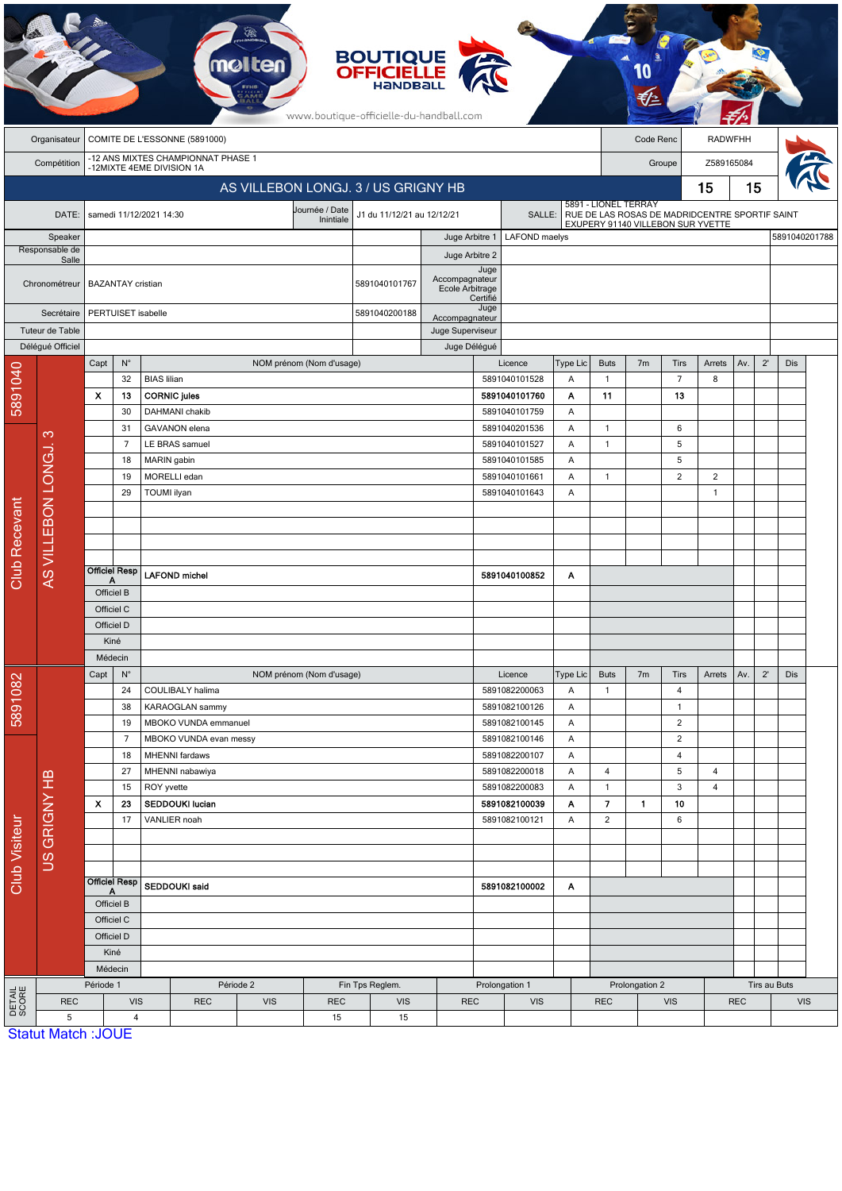BOUTIQUE OFFICIELLE HANDBALL

www.boutique-officielle-du-handball.com

| Organisateur | COMITE DE L'ESSONNE (5891000) | Code Renc | RADWFHH |
|---|---|---|---|
| Compétition | -12 ANS MIXTES CHAMPIONNAT PHASE 1 -12MIXTE 4EME DIVISION 1A | Groupe | Z589165084 |

## AS VILLEBON LONGJ. 3 / US GRIGNY HB — 15 / 15

| DATE: | samedi 11/12/2021 14:30 | Journée / Date Initiale | J1 du 11/12/21 au 12/12/21 | SALLE: | 5891 - LIONEL TERRAY RUE DE LAS ROSAS DE MADRIDCENTRE SPORTIF SAINT EXUPERY 91140 VILLEBON SUR YVETTE |
|---|---|---|---|---|---|

| Fonction | Nom | Licence | Fonction | Nom | Licence |
|---|---|---|---|---|---|
| Speaker | | | Juge Arbitre 1 | LAFOND maelys | 5891040201788 |
| Responsable de Salle | | | Juge Arbitre 2 | | |
| Chronométreur | BAZANTAY cristian | 5891040101767 | Juge Accompagnateur Ecole Arbitrage Certifié | | |
| Secrétaire | PERTUISET isabelle | 5891040200188 | Juge Accompagnateur | | |
| Tuteur de Table | | | Juge Superviseur | | |
| Délégué Officiel | | | Juge Délégué | | |

### Club Recevant — 5891040 — AS VILLEBON LONGJ. 3

| Capt | N° | NOM prénom (Nom d'usage) | Licence | Type Lic | Buts | 7m | Tirs | Arrets | Av. | 2' | Dis |
|---|---|---|---|---|---|---|---|---|---|---|---|
| | 32 | BIAS lilian | 5891040101528 | A | 1 | | 7 | 8 | | | |
| X | 13 | **CORNIC jules** | **5891040101760** | **A** | **11** | | **13** | | | | |
| | 30 | DAHMANI chakib | 5891040101759 | A | | | | | | | |
| | 31 | GAVANON elena | 5891040201536 | A | 1 | | 6 | | | | |
| | 7 | LE BRAS samuel | 5891040101527 | A | 1 | | 5 | | | | |
| | 18 | MARIN gabin | 5891040101585 | A | | | 5 | | | | |
| | 19 | MORELLI edan | 5891040101661 | A | 1 | | 2 | 2 | | | |
| | 29 | TOUMI ilyan | 5891040101643 | A | | | | 1 | | | |
| Officiel Resp A | | **LAFOND michel** | **5891040100852** | **A** | | | | | | | |
| Officiel B | | | | | | | | | | | |
| Officiel C | | | | | | | | | | | |
| Officiel D | | | | | | | | | | | |
| Kiné | | | | | | | | | | | |
| Médecin | | | | | | | | | | | |

### Club Visiteur — 5891082 — US GRIGNY HB

| Capt | N° | NOM prénom (Nom d'usage) | Licence | Type Lic | Buts | 7m | Tirs | Arrets | Av. | 2' | Dis |
|---|---|---|---|---|---|---|---|---|---|---|---|
| | 24 | COULIBALY halima | 5891082200063 | A | 1 | | 4 | | | | |
| | 38 | KARAOGLAN sammy | 5891082100126 | A | | | 1 | | | | |
| | 19 | MBOKO VUNDA emmanuel | 5891082100145 | A | | | 2 | | | | |
| | 7 | MBOKO VUNDA evan messy | 5891082100146 | A | | | 2 | | | | |
| | 18 | MHENNI fardaws | 5891082200107 | A | | | 4 | | | | |
| | 27 | MHENNI nabawiya | 5891082200018 | A | 4 | | 5 | 4 | | | |
| | 15 | ROY yvette | 5891082200083 | A | 1 | | 3 | 4 | | | |
| X | 23 | **SEDDOUKI lucian** | **5891082100039** | **A** | **7** | **1** | **10** | | | | |
| | 17 | VANLIER noah | 5891082100121 | A | 2 | | 6 | | | | |
| Officiel Resp A | | **SEDDOUKI said** | **5891082100002** | **A** | | | | | | | |
| Officiel B | | | | | | | | | | | |
| Officiel C | | | | | | | | | | | |
| Officiel D | | | | | | | | | | | |
| Kiné | | | | | | | | | | | |
| Médecin | | | | | | | | | | | |

### DETAIL SCORE

| Période 1 | | Période 2 | | Fin Tps Reglem. | | Prolongation 1 | | Prolongation 2 | | Tirs au Buts | |
|---|---|---|---|---|---|---|---|---|---|---|---|
| REC | VIS | REC | VIS | REC | VIS | REC | VIS | REC | VIS | REC | VIS |
| 5 | 4 | | | 15 | 15 | | | | | | |

Statut Match :JOUE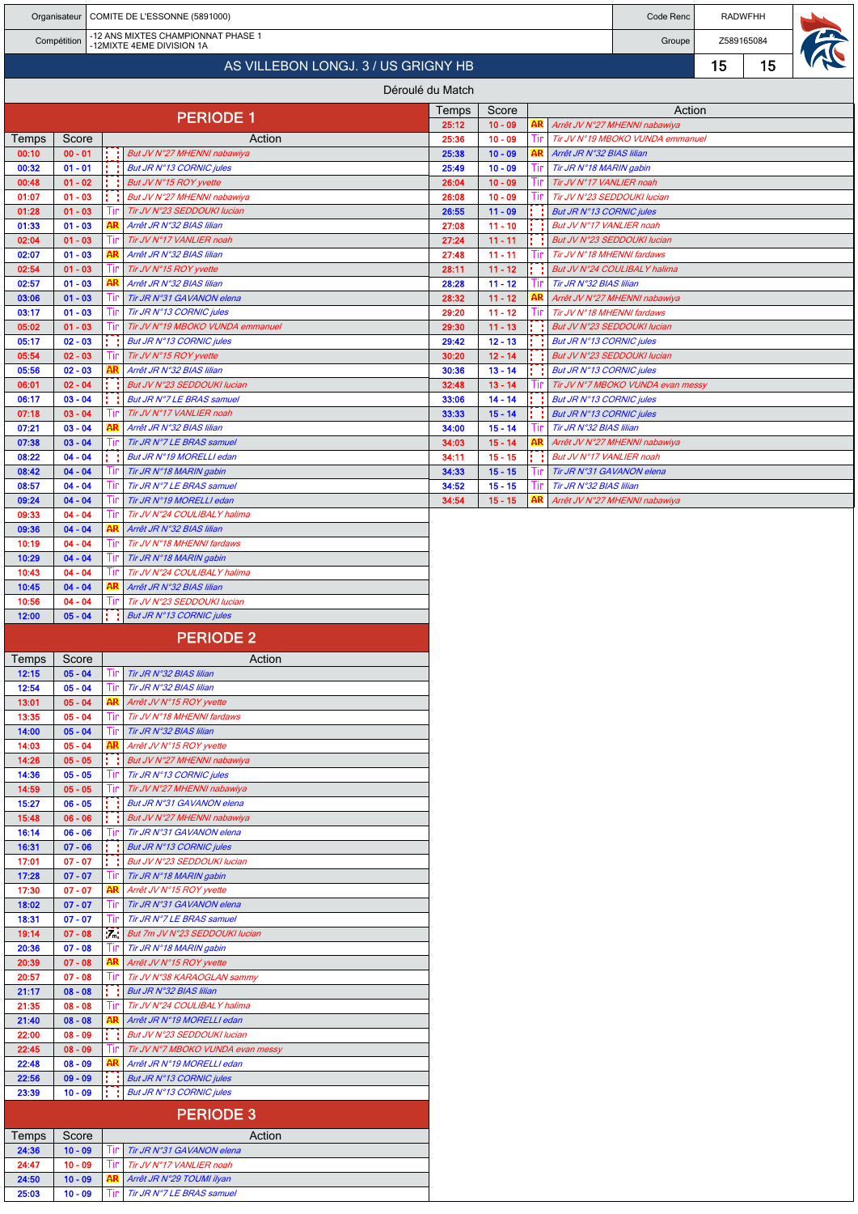| Organisateur | COMITE DE L'ESSONNE (5891000) | Code Renc | RADWFHH |
|---|---|---|---|
| Compétition | -12 ANS MIXTES CHAMPIONNAT PHASE 1 -12MIXTE 4EME DIVISION 1A | Groupe | Z589165084 |

## AS VILLEBON LONGJ. 3 / US GRIGNY HB — 15 / 15

### Déroulé du Match

## PERIODE 1

| Temps | Score | Action |
|---|---|---|
| 00:10 | 00 - 01 | But JV N°27 MHENNI nabawiya |
| 00:32 | 01 - 01 | But JR N°13 CORNIC jules |
| 00:48 | 01 - 02 | But JV N°15 ROY yvette |
| 01:07 | 01 - 03 | But JV N°27 MHENNI nabawiya |
| 01:28 | 01 - 03 | Tir JV N°23 SEDDOUKI lucian |
| 01:33 | 01 - 03 | Arrêt JR N°32 BIAS lilian |
| 02:04 | 01 - 03 | Tir JV N°17 VANLIER noah |
| 02:07 | 01 - 03 | Arrêt JR N°32 BIAS lilian |
| 02:54 | 01 - 03 | Tir JV N°15 ROY yvette |
| 02:57 | 01 - 03 | Arrêt JR N°32 BIAS lilian |
| 03:06 | 01 - 03 | Tir JR N°31 GAVANON elena |
| 03:17 | 01 - 03 | Tir JR N°13 CORNIC jules |
| 05:02 | 01 - 03 | Tir JV N°19 MBOKO VUNDA emmanuel |
| 05:17 | 02 - 03 | But JR N°13 CORNIC jules |
| 05:54 | 02 - 03 | Tir JV N°15 ROY yvette |
| 05:56 | 02 - 03 | Arrêt JR N°32 BIAS lilian |
| 06:01 | 02 - 04 | But JV N°23 SEDDOUKI lucian |
| 06:17 | 03 - 04 | But JR N°7 LE BRAS samuel |
| 07:18 | 03 - 04 | Tir JV N°17 VANLIER noah |
| 07:21 | 03 - 04 | Arrêt JR N°32 BIAS lilian |
| 07:38 | 03 - 04 | Tir JR N°7 LE BRAS samuel |
| 08:22 | 04 - 04 | But JR N°19 MORELLI edan |
| 08:42 | 04 - 04 | Tir JR N°18 MARIN gabin |
| 08:57 | 04 - 04 | Tir JR N°7 LE BRAS samuel |
| 09:24 | 04 - 04 | Tir JR N°19 MORELLI edan |
| 09:33 | 04 - 04 | Tir JV N°24 COULIBALY halima |
| 09:36 | 04 - 04 | Arrêt JR N°32 BIAS lilian |
| 10:19 | 04 - 04 | Tir JV N°18 MHENNI fardaws |
| 10:29 | 04 - 04 | Tir JR N°18 MARIN gabin |
| 10:43 | 04 - 04 | Tir JV N°24 COULIBALY halima |
| 10:45 | 04 - 04 | Arrêt JR N°32 BIAS lilian |
| 10:56 | 04 - 04 | Tir JV N°23 SEDDOUKI lucian |
| 12:00 | 05 - 04 | But JR N°13 CORNIC jules |

## PERIODE 2

| Temps | Score | Action |
|---|---|---|
| 12:15 | 05 - 04 | Tir JR N°32 BIAS lilian |
| 12:54 | 05 - 04 | Tir JR N°32 BIAS lilian |
| 13:01 | 05 - 04 | Arrêt JV N°15 ROY yvette |
| 13:35 | 05 - 04 | Tir JV N°18 MHENNI fardaws |
| 14:00 | 05 - 04 | Tir JR N°32 BIAS lilian |
| 14:03 | 05 - 04 | Arrêt JV N°15 ROY yvette |
| 14:26 | 05 - 05 | But JV N°27 MHENNI nabawiya |
| 14:36 | 05 - 05 | Tir JR N°13 CORNIC jules |
| 14:59 | 05 - 05 | Tir JV N°27 MHENNI nabawiya |
| 15:27 | 06 - 05 | But JR N°31 GAVANON elena |
| 15:48 | 06 - 06 | But JV N°27 MHENNI nabawiya |
| 16:14 | 06 - 06 | Tir JR N°31 GAVANON elena |
| 16:31 | 07 - 06 | But JR N°13 CORNIC jules |
| 17:01 | 07 - 07 | But JV N°23 SEDDOUKI lucian |
| 17:28 | 07 - 07 | Tir JR N°18 MARIN gabin |
| 17:30 | 07 - 07 | Arrêt JV N°15 ROY yvette |
| 18:02 | 07 - 07 | Tir JR N°31 GAVANON elena |
| 18:31 | 07 - 07 | Tir JR N°7 LE BRAS samuel |
| 19:14 | 07 - 08 | But 7m JV N°23 SEDDOUKI lucian |
| 20:36 | 07 - 08 | Tir JR N°18 MARIN gabin |
| 20:39 | 07 - 08 | Arrêt JV N°15 ROY yvette |
| 20:57 | 07 - 08 | Tir JV N°38 KARAOGLAN sammy |
| 21:17 | 08 - 08 | But JR N°32 BIAS lilian |
| 21:35 | 08 - 08 | Tir JV N°24 COULIBALY halima |
| 21:40 | 08 - 08 | Arrêt JR N°19 MORELLI edan |
| 22:00 | 08 - 09 | But JV N°23 SEDDOUKI lucian |
| 22:45 | 08 - 09 | Tir JV N°7 MBOKO VUNDA evan messy |
| 22:48 | 08 - 09 | Arrêt JR N°19 MORELLI edan |
| 22:56 | 09 - 09 | But JR N°13 CORNIC jules |
| 23:39 | 10 - 09 | But JR N°13 CORNIC jules |

## PERIODE 3

| Temps | Score | Action |
|---|---|---|
| 24:36 | 10 - 09 | Tir JR N°31 GAVANON elena |
| 24:47 | 10 - 09 | Tir JV N°17 VANLIER noah |
| 24:50 | 10 - 09 | Arrêt JR N°29 TOUMI ilyan |
| 25:03 | 10 - 09 | Tir JR N°7 LE BRAS samuel |
| 25:12 | 10 - 09 | Arrêt JV N°27 MHENNI nabawiya |
| 25:36 | 10 - 09 | Tir JV N°19 MBOKO VUNDA emmanuel |
| 25:38 | 10 - 09 | Arrêt JR N°32 BIAS lilian |
| 25:49 | 10 - 09 | Tir JR N°18 MARIN gabin |
| 26:04 | 10 - 09 | Tir JV N°17 VANLIER noah |
| 26:08 | 10 - 09 | Tir JV N°23 SEDDOUKI lucian |
| 26:55 | 11 - 09 | But JR N°13 CORNIC jules |
| 27:08 | 11 - 10 | But JV N°17 VANLIER noah |
| 27:24 | 11 - 11 | But JV N°23 SEDDOUKI lucian |
| 27:48 | 11 - 11 | Tir JV N°18 MHENNI fardaws |
| 28:11 | 11 - 12 | But JV N°24 COULIBALY halima |
| 28:28 | 11 - 12 | Tir JR N°32 BIAS lilian |
| 28:32 | 11 - 12 | Arrêt JV N°27 MHENNI nabawiya |
| 29:20 | 11 - 12 | Tir JV N°18 MHENNI fardaws |
| 29:30 | 11 - 13 | But JV N°23 SEDDOUKI lucian |
| 29:42 | 12 - 13 | But JR N°13 CORNIC jules |
| 30:20 | 12 - 14 | But JV N°23 SEDDOUKI lucian |
| 30:36 | 13 - 14 | But JR N°13 CORNIC jules |
| 32:48 | 13 - 14 | Tir JV N°7 MBOKO VUNDA evan messy |
| 33:06 | 14 - 14 | But JR N°13 CORNIC jules |
| 33:33 | 15 - 14 | But JR N°13 CORNIC jules |
| 34:00 | 15 - 14 | Tir JR N°32 BIAS lilian |
| 34:03 | 15 - 14 | Arrêt JV N°27 MHENNI nabawiya |
| 34:11 | 15 - 15 | But JV N°17 VANLIER noah |
| 34:33 | 15 - 15 | Tir JR N°31 GAVANON elena |
| 34:52 | 15 - 15 | Tir JR N°32 BIAS lilian |
| 34:54 | 15 - 15 | Arrêt JV N°27 MHENNI nabawiya |